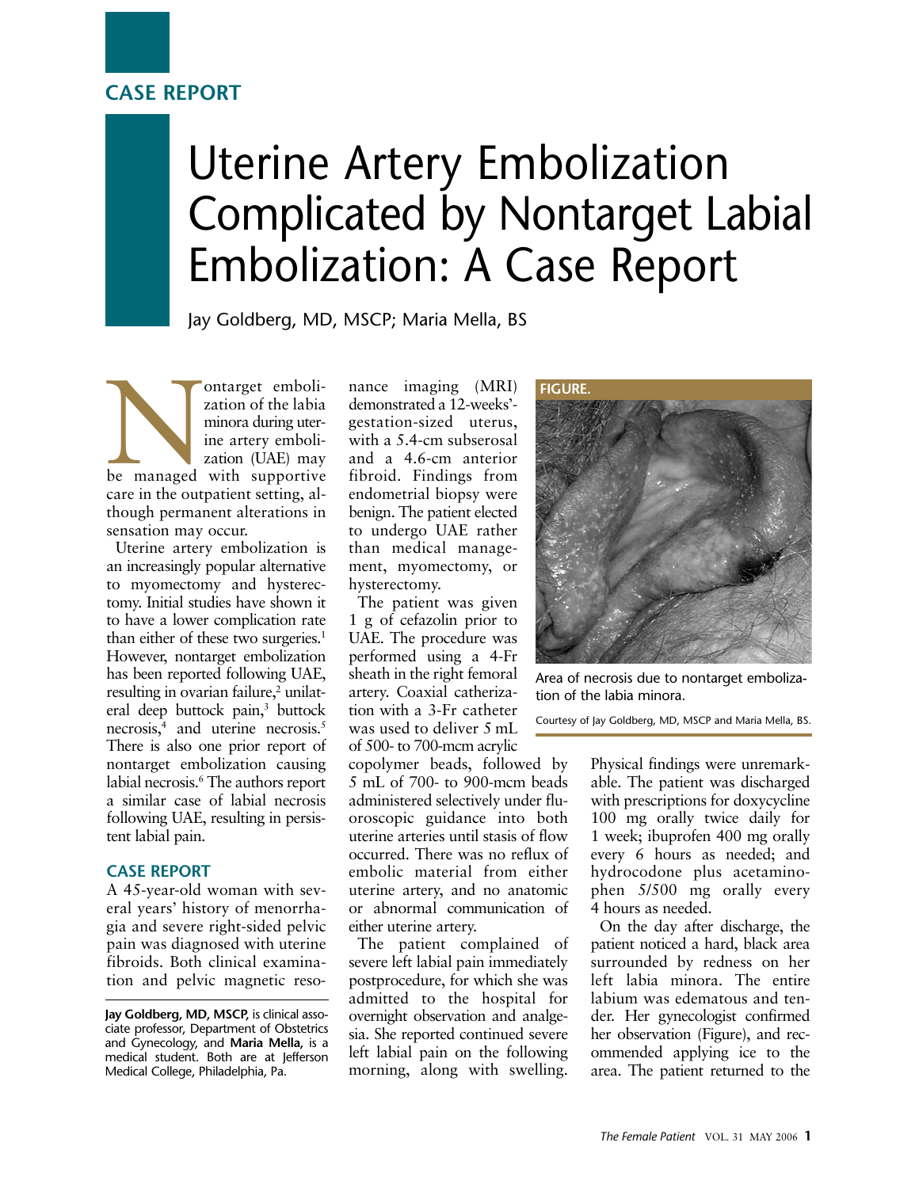CASE REPORT

# Uterine Artery Embolization Complicated by Nontarget Labial Embolization: A Case Report

Jay Goldberg, MD, MSCP; Maria Mella, BS

Nontarget embolization of the labia minora during uterine artery embolization (UAE) may be managed with supportive care in the outpatient setting, although permanent alterations in sensation may occur.

Uterine artery embolization is an increasingly popular alternative to myomectomy and hysterectomy. Initial studies have shown it to have a lower complication rate than either of these two surgeries.[1] However, nontarget embolization has been reported following UAE, resulting in ovarian failure,[2] unilateral deep buttock pain,[3] buttock necrosis,[4] and uterine necrosis.[5] There is also one prior report of nontarget embolization causing labial necrosis.[6] The authors report a similar case of labial necrosis following UAE, resulting in persistent labial pain.

## CASE REPORT

A 45-year-old woman with several years' history of menorrhagia and severe right-sided pelvic pain was diagnosed with uterine fibroids. Both clinical examination and pelvic magnetic resonance imaging (MRI) demonstrated a 12-weeks'-gestation-sized uterus, with a 5.4-cm subserosal and a 4.6-cm anterior fibroid. Findings from endometrial biopsy were benign. The patient elected to undergo UAE rather than medical management, myomectomy, or hysterectomy.

The patient was given 1 g of cefazolin prior to UAE. The procedure was performed using a 4-Fr sheath in the right femoral artery. Coaxial catheterization with a 3-Fr catheter was used to deliver 5 mL of 500- to 700-mcm acrylic copolymer beads, followed by 5 mL of 700- to 900-mcm beads administered selectively under fluoroscopic guidance into both uterine arteries until stasis of flow occurred. There was no reflux of embolic material from either uterine artery, and no anatomic or abnormal communication of either uterine artery.

The patient complained of severe left labial pain immediately postprocedure, for which she was admitted to the hospital for overnight observation and analgesia. She reported continued severe left labial pain on the following morning, along with swelling. Physical findings were unremarkable. The patient was discharged with prescriptions for doxycycline 100 mg orally twice daily for 1 week; ibuprofen 400 mg orally every 6 hours as needed; and hydrocodone plus acetaminophen 5/500 mg orally every 4 hours as needed.

FIGURE.

Area of necrosis due to nontarget embolization of the labia minora.

Courtesy of Jay Goldberg, MD, MSCP and Maria Mella, BS.

On the day after discharge, the patient noticed a hard, black area surrounded by redness on her left labia minora. The entire labium was edematous and tender. Her gynecologist confirmed her observation (Figure), and recommended applying ice to the area. The patient returned to the

**Jay Goldberg, MD, MSCP,** is clinical associate professor, Department of Obstetrics and Gynecology, and **Maria Mella,** is a medical student. Both are at Jefferson Medical College, Philadelphia, Pa.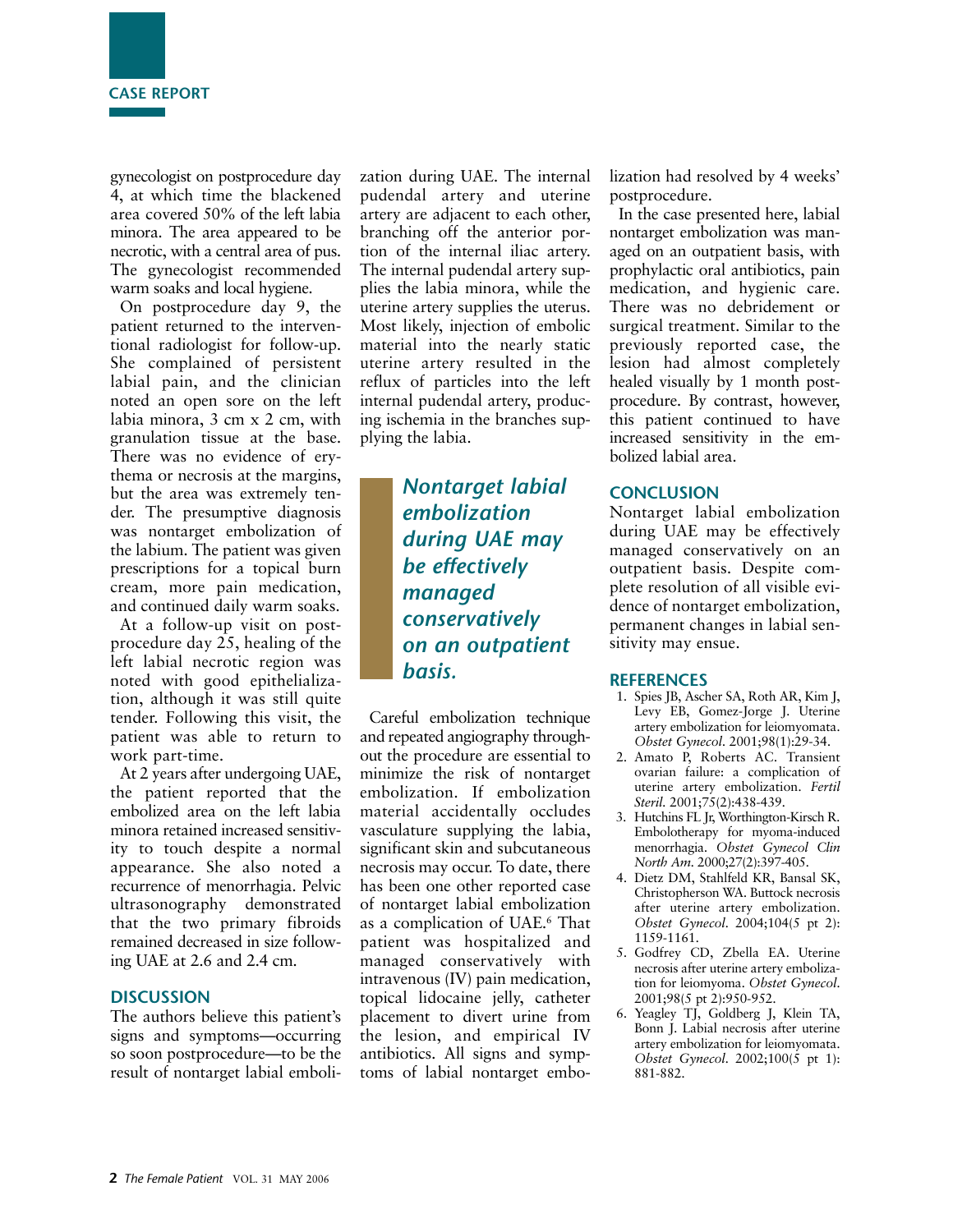gynecologist on postprocedure day 4, at which time the blackened area covered 50% of the left labia minora. The area appeared to be necrotic, with a central area of pus. The gynecologist recommended warm soaks and local hygiene.

On postprocedure day 9, the patient returned to the interventional radiologist for follow-up. She complained of persistent labial pain, and the clinician noted an open sore on the left labia minora, 3 cm x 2 cm, with granulation tissue at the base. There was no evidence of erythema or necrosis at the margins, but the area was extremely tender. The presumptive diagnosis was nontarget embolization of the labium. The patient was given prescriptions for a topical burn cream, more pain medication, and continued daily warm soaks.

At a follow-up visit on postprocedure day 25, healing of the left labial necrotic region was noted with good epithelialization, although it was still quite tender. Following this visit, the patient was able to return to work part-time.

At 2 years after undergoing UAE, the patient reported that the embolized area on the left labia minora retained increased sensitivity to touch despite a normal appearance. She also noted a recurrence of menorrhagia. Pelvic ultrasonography demonstrated that the two primary fibroids remained decreased in size following UAE at 2.6 and 2.4 cm.

## DISCUSSION

The authors believe this patient's signs and symptoms—occurring so soon postprocedure—to be the result of nontarget labial embolization during UAE. The internal pudendal artery and uterine artery are adjacent to each other, branching off the anterior portion of the internal iliac artery. The internal pudendal artery supplies the labia minora, while the uterine artery supplies the uterus. Most likely, injection of embolic material into the nearly static uterine artery resulted in the reflux of particles into the left internal pudendal artery, producing ischemia in the branches supplying the labia.

> ***Nontarget labial embolization during UAE may be effectively managed conservatively on an outpatient basis.***

Careful embolization technique and repeated angiography throughout the procedure are essential to minimize the risk of nontarget embolization. If embolization material accidentally occludes vasculature supplying the labia, significant skin and subcutaneous necrosis may occur. To date, there has been one other reported case of nontarget labial embolization as a complication of UAE.[6] That patient was hospitalized and managed conservatively with intravenous (IV) pain medication, topical lidocaine jelly, catheter placement to divert urine from the lesion, and empirical IV antibiotics. All signs and symptoms of labial nontarget embolization had resolved by 4 weeks' postprocedure.

In the case presented here, labial nontarget embolization was managed on an outpatient basis, with prophylactic oral antibiotics, pain medication, and hygienic care. There was no debridement or surgical treatment. Similar to the previously reported case, the lesion had almost completely healed visually by 1 month postprocedure. By contrast, however, this patient continued to have increased sensitivity in the embolized labial area.

## CONCLUSION

Nontarget labial embolization during UAE may be effectively managed conservatively on an outpatient basis. Despite complete resolution of all visible evidence of nontarget embolization, permanent changes in labial sensitivity may ensue.

## REFERENCES

1. Spies JB, Ascher SA, Roth AR, Kim J, Levy EB, Gomez-Jorge J. Uterine artery embolization for leiomyomata. *Obstet Gynecol.* 2001;98(1):29-34.
2. Amato P, Roberts AC. Transient ovarian failure: a complication of uterine artery embolization. *Fertil Steril.* 2001;75(2):438-439.
3. Hutchins FL Jr, Worthington-Kirsch R. Embolotherapy for myoma-induced menorrhagia. *Obstet Gynecol Clin North Am.* 2000;27(2):397-405.
4. Dietz DM, Stahlfeld KR, Bansal SK, Christopherson WA. Buttock necrosis after uterine artery embolization. *Obstet Gynecol.* 2004;104(5 pt 2): 1159-1161.
5. Godfrey CD, Zbella EA. Uterine necrosis after uterine artery embolization for leiomyoma. *Obstet Gynecol.* 2001;98(5 pt 2):950-952.
6. Yeagley TJ, Goldberg J, Klein TA, Bonn J. Labial necrosis after uterine artery embolization for leiomyomata. *Obstet Gynecol.* 2002;100(5 pt 1): 881-882.